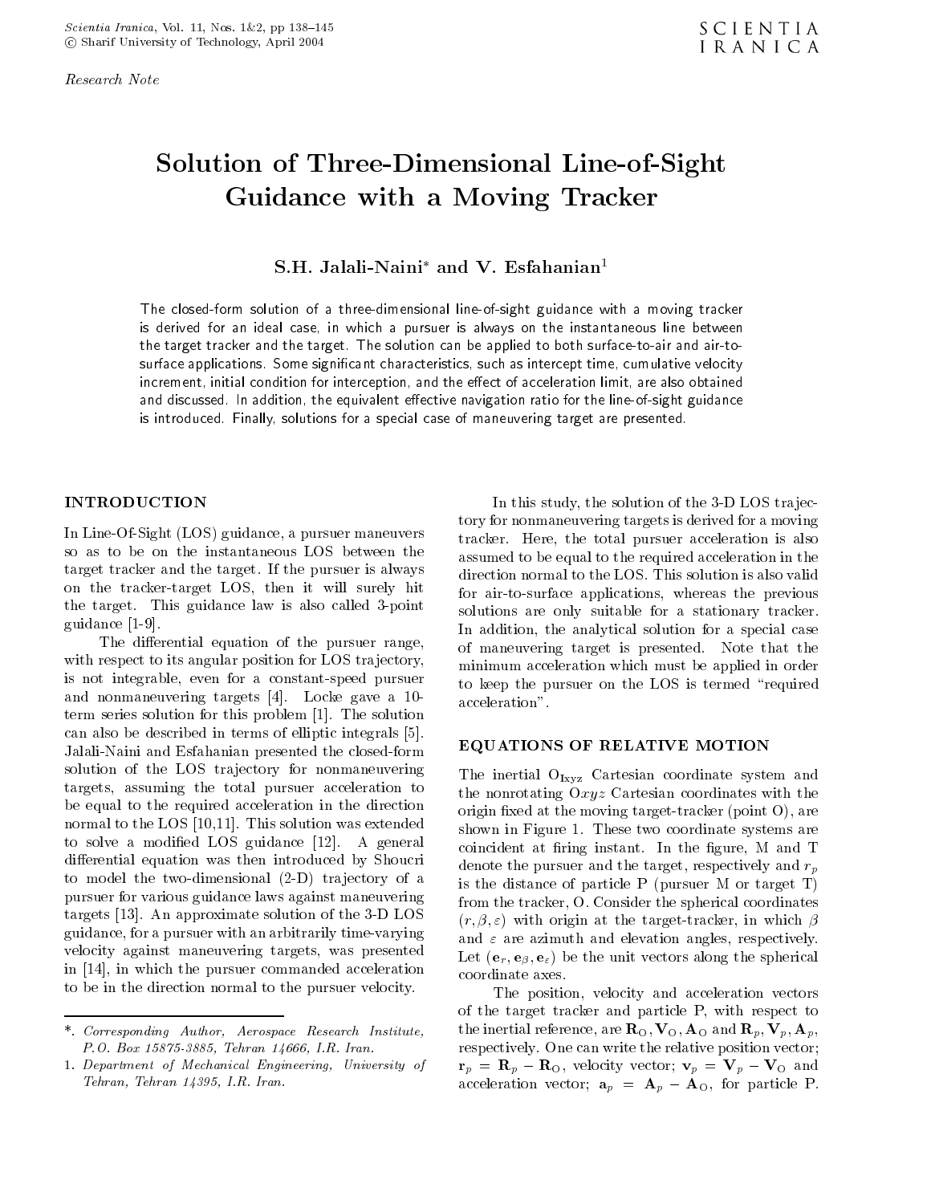*Research Note*

# Solution of Three-Dimensional Line-of-Sight Guidance with a Moving Tracker

**S.H. Jalali-Naini\* and V. Esfahanian[1]**

The closed-form solution of a three-dimensional line-of-sight guidance with a moving tracker is derived for an ideal case, in which a pursuer is always on the instantaneous line between the target tracker and the target. The solution can be applied to both surface-to-air and air-to-surface applications. Some significant characteristics, such as intercept time, cumulative velocity increment, initial condition for interception, and the effect of acceleration limit, are also obtained and discussed. In addition, the equivalent effective navigation ratio for the line-of-sight guidance is introduced. Finally, solutions for a special case of maneuvering target are presented.

## INTRODUCTION

In Line-Of-Sight (LOS) guidance, a pursuer maneuvers so as to be on the instantaneous LOS between the target tracker and the target. If the pursuer is always on the tracker-target LOS, then it will surely hit the target. This guidance law is also called 3-point guidance [1-9].

The differential equation of the pursuer range, with respect to its angular position for LOS trajectory, is not integrable, even for a constant-speed pursuer and nonmaneuvering targets [4]. Locke gave a 10-term series solution for this problem [1]. The solution can also be described in terms of elliptic integrals [5]. Jalali-Naini and Esfahanian presented the closed-form solution of the LOS trajectory for nonmaneuvering targets, assuming the total pursuer acceleration to be equal to the required acceleration in the direction normal to the LOS [10,11]. This solution was extended to solve a modified LOS guidance [12]. A general differential equation was then introduced by Shoucri to model the two-dimensional (2-D) trajectory of a pursuer for various guidance laws against maneuvering targets [13]. An approximate solution of the 3-D LOS guidance, for a pursuer with an arbitrarily time-varying velocity against maneuvering targets, was presented in [14], in which the pursuer commanded acceleration to be in the direction normal to the pursuer velocity.

In this study, the solution of the 3-D LOS trajectory for nonmaneuvering targets is derived for a moving tracker. Here, the total pursuer acceleration is also assumed to be equal to the required acceleration in the direction normal to the LOS. This solution is also valid for air-to-surface applications, whereas the previous solutions are only suitable for a stationary tracker. In addition, the analytical solution for a special case of maneuvering target is presented. Note that the minimum acceleration which must be applied in order to keep the pursuer on the LOS is termed "required acceleration".

## EQUATIONS OF RELATIVE MOTION

The inertial $O_{Ixyz}$ Cartesian coordinate system and the nonrotating $Oxyz$ Cartesian coordinates with the origin fixed at the moving target-tracker (point O), are shown in Figure 1. These two coordinate systems are coincident at firing instant. In the figure, M and T denote the pursuer and the target, respectively and $r_p$ is the distance of particle P (pursuer M or target T) from the tracker, O. Consider the spherical coordinates $(r, \beta, \varepsilon)$ with origin at the target-tracker, in which $\beta$ and $\varepsilon$ are azimuth and elevation angles, respectively. Let $(\mathbf{e}_r, \mathbf{e}_\beta, \mathbf{e}_\varepsilon)$ be the unit vectors along the spherical coordinate axes.

The position, velocity and acceleration vectors of the target tracker and particle P, with respect to the inertial reference, are $\mathbf{R}_O, \mathbf{V}_O, \mathbf{A}_O$ and $\mathbf{R}_p, \mathbf{V}_p, \mathbf{A}_p$, respectively. One can write the relative position vector; $\mathbf{r}_p = \mathbf{R}_p - \mathbf{R}_O$, velocity vector; $\mathbf{v}_p = \mathbf{V}_p - \mathbf{V}_O$ and acceleration vector; $\mathbf{a}_p = \mathbf{A}_p - \mathbf{A}_O$, for particle P.

\*. *Corresponding Author, Aerospace Research Institute, P.O. Box 15875-3885, Tehran 14666, I.R. Iran.*

1. *Department of Mechanical Engineering, University of Tehran, Tehran 14395, I.R. Iran.*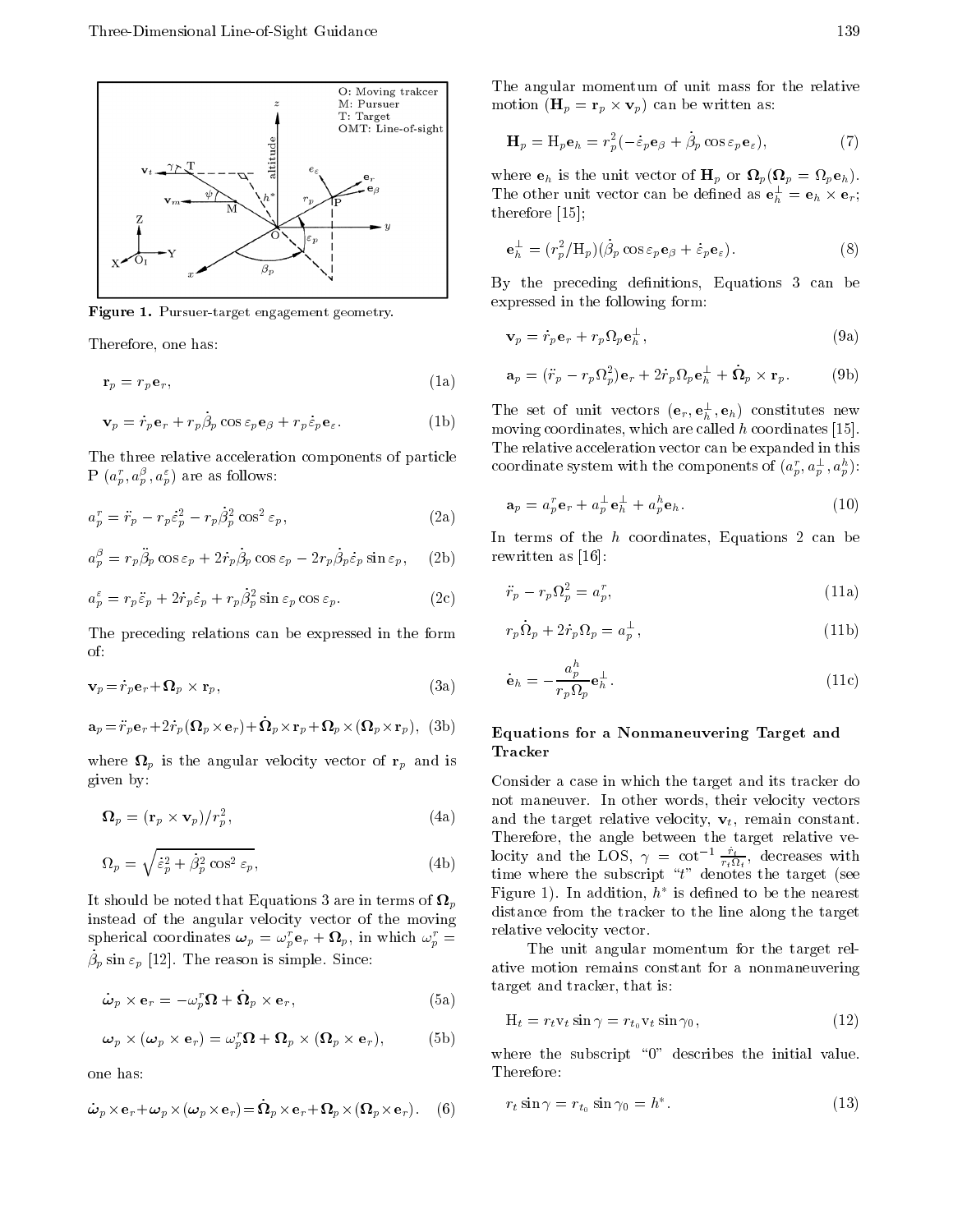Figure 1. Pursuer-target engagement geometry.

Therefore, one has:

$$\mathbf{r}_p = r_p \mathbf{e}_r, \tag{1a}$$

$$\mathbf{v}_p = \dot{r}_p \mathbf{e}_r + r_p \dot{\beta}_p \cos\varepsilon_p \mathbf{e}_\beta + r_p \dot{\varepsilon}_p \mathbf{e}_\varepsilon. \tag{1b}$$

The three relative acceleration components of particle P $(a_p^r, a_p^\beta, a_p^\varepsilon)$ are as follows:

$$a_p^r = \ddot{r}_p - r_p \dot{\varepsilon}_p^2 - r_p \dot{\beta}_p^2 \cos^2\varepsilon_p, \tag{2a}$$

$$a_p^\beta = r_p \ddot{\beta}_p \cos\varepsilon_p + 2\dot{r}_p \dot{\beta}_p \cos\varepsilon_p - 2r_p \dot{\beta}_p \dot{\varepsilon}_p \sin\varepsilon_p, \tag{2b}$$

$$a_p^\varepsilon = r_p \ddot{\varepsilon}_p + 2\dot{r}_p \dot{\varepsilon}_p + r_p \dot{\beta}_p^2 \sin\varepsilon_p \cos\varepsilon_p. \tag{2c}$$

The preceding relations can be expressed in the form of:

$$\mathbf{v}_p = \dot{r}_p \mathbf{e}_r + \boldsymbol{\Omega}_p \times \mathbf{r}_p, \tag{3a}$$

$$\mathbf{a}_p = \ddot{r}_p \mathbf{e}_r + 2\dot{r}_p(\boldsymbol{\Omega}_p \times \mathbf{e}_r) + \dot{\boldsymbol{\Omega}}_p \times \mathbf{r}_p + \boldsymbol{\Omega}_p \times (\boldsymbol{\Omega}_p \times \mathbf{r}_p), \tag{3b}$$

where $\boldsymbol{\Omega}_p$ is the angular velocity vector of $\mathbf{r}_p$ and is given by:

$$\boldsymbol{\Omega}_p = (\mathbf{r}_p \times \mathbf{v}_p)/r_p^2, \tag{4a}$$

$$\Omega_p = \sqrt{\dot{\varepsilon}_p^2 + \dot{\beta}_p^2 \cos^2\varepsilon_p}, \tag{4b}$$

It should be noted that Equations 3 are in terms of $\boldsymbol{\Omega}_p$ instead of the angular velocity vector of the moving spherical coordinates $\boldsymbol{\omega}_p = \omega_p^r \mathbf{e}_r + \boldsymbol{\Omega}_p$, in which $\omega_p^r = \dot{\beta}_p \sin\varepsilon_p$ [12]. The reason is simple. Since:

$$\dot{\boldsymbol{\omega}}_p \times \mathbf{e}_r = -\omega_p^r \boldsymbol{\Omega} + \dot{\boldsymbol{\Omega}}_p \times \mathbf{e}_r, \tag{5a}$$

$$\boldsymbol{\omega}_p \times (\boldsymbol{\omega}_p \times \mathbf{e}_r) = \omega_p^r \boldsymbol{\Omega} + \boldsymbol{\Omega}_p \times (\boldsymbol{\Omega}_p \times \mathbf{e}_r), \tag{5b}$$

one has:

$$\dot{\boldsymbol{\omega}}_p \times \mathbf{e}_r + \boldsymbol{\omega}_p \times (\boldsymbol{\omega}_p \times \mathbf{e}_r) = \dot{\boldsymbol{\Omega}}_p \times \mathbf{e}_r + \boldsymbol{\Omega}_p \times (\boldsymbol{\Omega}_p \times \mathbf{e}_r). \tag{6}$$

The angular momentum of unit mass for the relative motion ($\mathbf{H}_p = \mathbf{r}_p \times \mathbf{v}_p$) can be written as:

$$\mathbf{H}_p = \mathrm{H}_p \mathbf{e}_h = r_p^2(-\dot{\varepsilon}_p \mathbf{e}_\beta + \dot{\beta}_p \cos\varepsilon_p \mathbf{e}_\varepsilon), \tag{7}$$

where $\mathbf{e}_h$ is the unit vector of $\mathbf{H}_p$ or $\boldsymbol{\Omega}_p(\boldsymbol{\Omega}_p = \Omega_p \mathbf{e}_h)$. The other unit vector can be defined as $\mathbf{e}_h^\perp = \mathbf{e}_h \times \mathbf{e}_r$; therefore [15];

$$\mathbf{e}_h^\perp = (r_p^2/\mathrm{H}_p)(\dot{\beta}_p \cos\varepsilon_p \mathbf{e}_\beta + \dot{\varepsilon}_p \mathbf{e}_\varepsilon). \tag{8}$$

By the preceding definitions, Equations 3 can be expressed in the following form:

$$\mathbf{v}_p = \dot{r}_p \mathbf{e}_r + r_p \Omega_p \mathbf{e}_h^\perp, \tag{9a}$$

$$\mathbf{a}_p = (\ddot{r}_p - r_p \Omega_p^2)\mathbf{e}_r + 2\dot{r}_p \Omega_p \mathbf{e}_h^\perp + \dot{\boldsymbol{\Omega}}_p \times \mathbf{r}_p. \tag{9b}$$

The set of unit vectors $(\mathbf{e}_r, \mathbf{e}_h^\perp, \mathbf{e}_h)$ constitutes new moving coordinates, which are called $h$ coordinates [15]. The relative acceleration vector can be expanded in this coordinate system with the components of $(a_p^r, a_p^\perp, a_p^h)$:

$$\mathbf{a}_p = a_p^r \mathbf{e}_r + a_p^\perp \mathbf{e}_h^\perp + a_p^h \mathbf{e}_h. \tag{10}$$

In terms of the $h$ coordinates, Equations 2 can be rewritten as [16]:

$$\ddot{r}_p - r_p \Omega_p^2 = a_p^r, \tag{11a}$$

$$r_p \dot{\Omega}_p + 2\dot{r}_p \Omega_p = a_p^\perp, \tag{11b}$$

$$\dot{\mathbf{e}}_h = -\frac{a_p^h}{r_p \Omega_p} \mathbf{e}_h^\perp. \tag{11c}$$

## Equations for a Nonmaneuvering Target and Tracker

Consider a case in which the target and its tracker do not maneuver. In other words, their velocity vectors and the target relative velocity, $\mathbf{v}_t$, remain constant. Therefore, the angle between the target relative velocity and the LOS, $\gamma = \cot^{-1}\frac{\dot{r}_t}{r_t \Omega_t}$, decreases with time where the subscript "$t$" denotes the target (see Figure 1). In addition, $h^*$ is defined to be the nearest distance from the tracker to the line along the target relative velocity vector.

The unit angular momentum for the target relative motion remains constant for a nonmaneuvering target and tracker, that is:

$$\mathrm{H}_t = r_t \mathrm{v}_t \sin\gamma = r_{t_0} \mathrm{v}_t \sin\gamma_0, \tag{12}$$

where the subscript "0" describes the initial value. Therefore:

$$r_t \sin\gamma = r_{t_0} \sin\gamma_0 = h^*. \tag{13}$$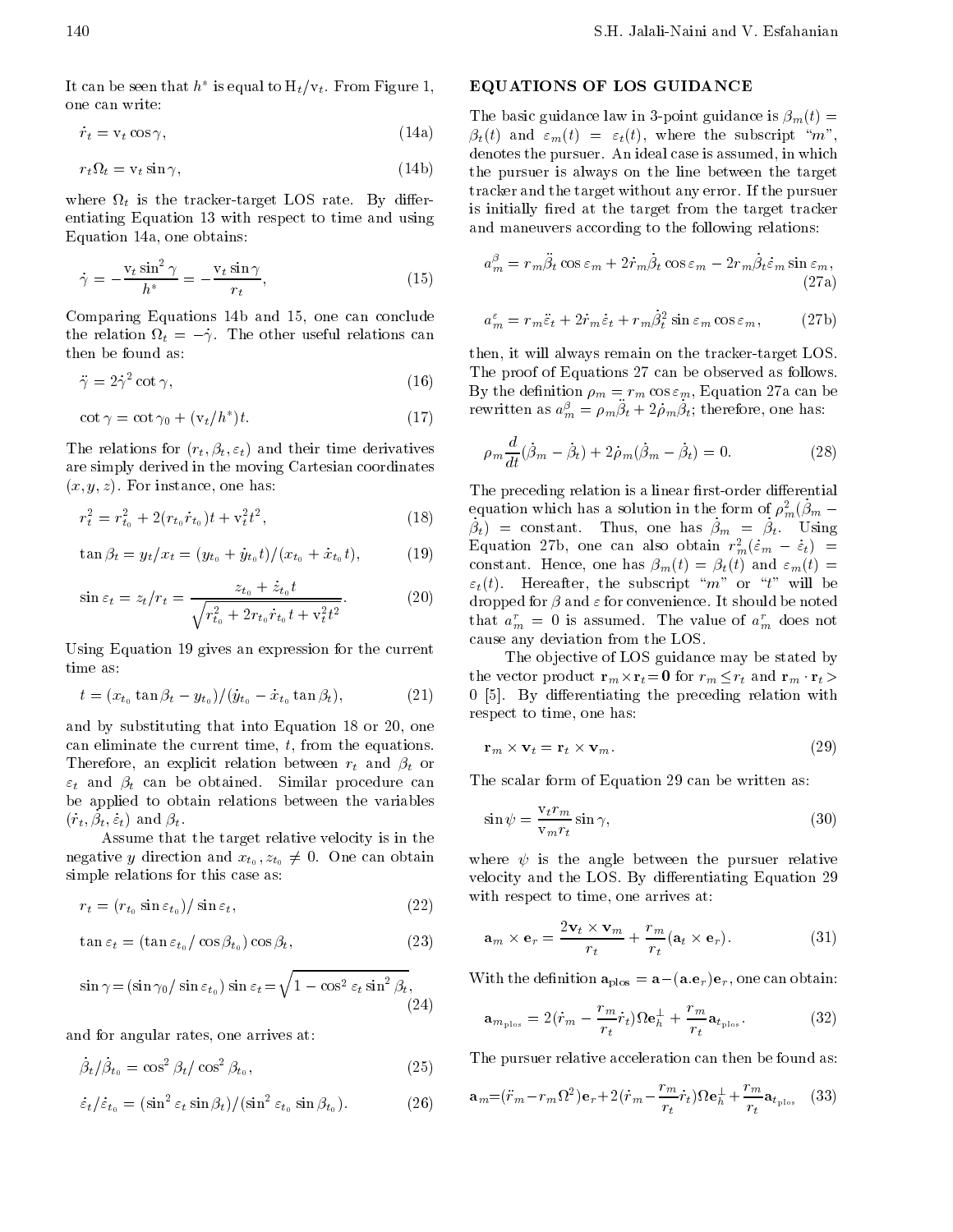It can be seen that $h^*$ is equal to $\mathrm{H}_t/\mathrm{v}_t$. From Figure 1, one can write:

$$\dot{r}_t = \mathrm{v}_t \cos\gamma, \tag{14a}$$

$$r_t \Omega_t = \mathrm{v}_t \sin\gamma, \tag{14b}$$

where $\Omega_t$ is the tracker-target LOS rate. By differentiating Equation 13 with respect to time and using Equation 14a, one obtains:

$$\dot{\gamma} = -\frac{\mathrm{v}_t \sin^2\gamma}{h^*} = -\frac{\mathrm{v}_t \sin\gamma}{r_t}, \tag{15}$$

Comparing Equations 14b and 15, one can conclude the relation $\Omega_t = -\dot{\gamma}$. The other useful relations can then be found as:

$$\ddot{\gamma} = 2\dot{\gamma}^2 \cot\gamma, \tag{16}$$

$$\cot\gamma = \cot\gamma_0 + (\mathrm{v}_t/h^*)t. \tag{17}$$

The relations for $(r_t, \beta_t, \varepsilon_t)$ and their time derivatives are simply derived in the moving Cartesian coordinates $(x, y, z)$. For instance, one has:

$$r_t^2 = r_{t_0}^2 + 2(r_{t_0}\dot{r}_{t_0})t + \mathrm{v}_t^2 t^2, \tag{18}$$

$$\tan\beta_t = y_t/x_t = (y_{t_0} + \dot{y}_{t_0}t)/(x_{t_0} + \dot{x}_{t_0}t), \tag{19}$$

$$\sin\varepsilon_t = z_t/r_t = \frac{z_{t_0} + \dot{z}_{t_0}t}{\sqrt{r_{t_0}^2 + 2r_{t_0}\dot{r}_{t_0}t + \mathrm{v}_t^2 t^2}}. \tag{20}$$

Using Equation 19 gives an expression for the current time as:

$$t = (x_{t_0}\tan\beta_t - y_{t_0})/(\dot{y}_{t_0} - \dot{x}_{t_0}\tan\beta_t), \tag{21}$$

and by substituting that into Equation 18 or 20, one can eliminate the current time, $t$, from the equations. Therefore, an explicit relation between $r_t$ and $\beta_t$ or $\varepsilon_t$ and $\beta_t$ can be obtained. Similar procedure can be applied to obtain relations between the variables $(\dot{r}_t, \dot{\beta}_t, \dot{\varepsilon}_t)$ and $\beta_t$.

Assume that the target relative velocity is in the negative $y$ direction and $x_{t_0}, z_{t_0} \neq 0$. One can obtain simple relations for this case as:

$$r_t = (r_{t_0}\sin\varepsilon_{t_0})/\sin\varepsilon_t, \tag{22}$$

$$\tan\varepsilon_t = (\tan\varepsilon_{t_0}/\cos\beta_{t_0})\cos\beta_t, \tag{23}$$

$$\sin\gamma = (\sin\gamma_0/\sin\varepsilon_{t_0})\sin\varepsilon_t = \sqrt{1 - \cos^2\varepsilon_t \sin^2\beta_t}, \tag{24}$$

and for angular rates, one arrives at:

$$\dot{\beta}_t/\dot{\beta}_{t_0} = \cos^2\beta_t/\cos^2\beta_{t_0}, \tag{25}$$

$$\dot{\varepsilon}_t/\dot{\varepsilon}_{t_0} = (\sin^2\varepsilon_t \sin\beta_t)/(\sin^2\varepsilon_{t_0}\sin\beta_{t_0}). \tag{26}$$

## EQUATIONS OF LOS GUIDANCE

The basic guidance law in 3-point guidance is $\beta_m(t) = \beta_t(t)$ and $\varepsilon_m(t) = \varepsilon_t(t)$, where the subscript "$m$", denotes the pursuer. An ideal case is assumed, in which the pursuer is always on the line between the target tracker and the target without any error. If the pursuer is initially fired at the target from the target tracker and maneuvers according to the following relations:

$$a_m^\beta = r_m\ddot{\beta}_t\cos\varepsilon_m + 2\dot{r}_m\dot{\beta}_t\cos\varepsilon_m - 2r_m\dot{\beta}_t\dot{\varepsilon}_m\sin\varepsilon_m, \tag{27a}$$

$$a_m^\varepsilon = r_m\ddot{\varepsilon}_t + 2\dot{r}_m\dot{\varepsilon}_t + r_m\dot{\beta}_t^2\sin\varepsilon_m\cos\varepsilon_m, \tag{27b}$$

then, it will always remain on the tracker-target LOS. The proof of Equations 27 can be observed as follows. By the definition $\rho_m = r_m\cos\varepsilon_m$, Equation 27a can be rewritten as $a_m^\beta = \rho_m\ddot{\beta}_t + 2\dot{\rho}_m\dot{\beta}_t$; therefore, one has:

$$\rho_m\frac{d}{dt}(\dot{\beta}_m - \dot{\beta}_t) + 2\dot{\rho}_m(\dot{\beta}_m - \dot{\beta}_t) = 0. \tag{28}$$

The preceding relation is a linear first-order differential equation which has a solution in the form of $\rho_m^2(\dot{\beta}_m - \dot{\beta}_t) = \text{constant}$. Thus, one has $\dot{\beta}_m = \dot{\beta}_t$. Using Equation 27b, one can also obtain $r_m^2(\dot{\varepsilon}_m - \dot{\varepsilon}_t) = \text{constant}$. Hence, one has $\beta_m(t) = \beta_t(t)$ and $\varepsilon_m(t) = \varepsilon_t(t)$. Hereafter, the subscript "$m$" or "$t$" will be dropped for $\beta$ and $\varepsilon$ for convenience. It should be noted that $a_m^r = 0$ is assumed. The value of $a_m^r$ does not cause any deviation from the LOS.

The objective of LOS guidance may be stated by the vector product $\mathbf{r}_m \times \mathbf{r}_t = \mathbf{0}$ for $r_m \leq r_t$ and $\mathbf{r}_m \cdot \mathbf{r}_t > 0$ [5]. By differentiating the preceding relation with respect to time, one has:

$$\mathbf{r}_m \times \mathbf{v}_t = \mathbf{r}_t \times \mathbf{v}_m. \tag{29}$$

The scalar form of Equation 29 can be written as:

$$\sin\psi = \frac{\mathrm{v}_t r_m}{\mathrm{v}_m r_t}\sin\gamma, \tag{30}$$

where $\psi$ is the angle between the pursuer relative velocity and the LOS. By differentiating Equation 29 with respect to time, one arrives at:

$$\mathbf{a}_m \times \mathbf{e}_r = \frac{2\mathbf{v}_t \times \mathbf{v}_m}{r_t} + \frac{r_m}{r_t}(\mathbf{a}_t \times \mathbf{e}_r). \tag{31}$$

With the definition $\mathbf{a}_{\mathrm{plos}} = \mathbf{a} - (\mathbf{a}.\mathbf{e}_r)\mathbf{e}_r$, one can obtain:

$$\mathbf{a}_{m_{\mathrm{plos}}} = 2(\dot{r}_m - \frac{r_m}{r_t}\dot{r}_t)\Omega\mathbf{e}_h^\perp + \frac{r_m}{r_t}\mathbf{a}_{t_{\mathrm{plos}}}. \tag{32}$$

The pursuer relative acceleration can then be found as:

$$\mathbf{a}_m = (\ddot{r}_m - r_m\Omega^2)\mathbf{e}_r + 2(\dot{r}_m - \frac{r_m}{r_t}\dot{r}_t)\Omega\mathbf{e}_h^\perp + \frac{r_m}{r_t}\mathbf{a}_{t_{\mathrm{plos}}} \tag{33}$$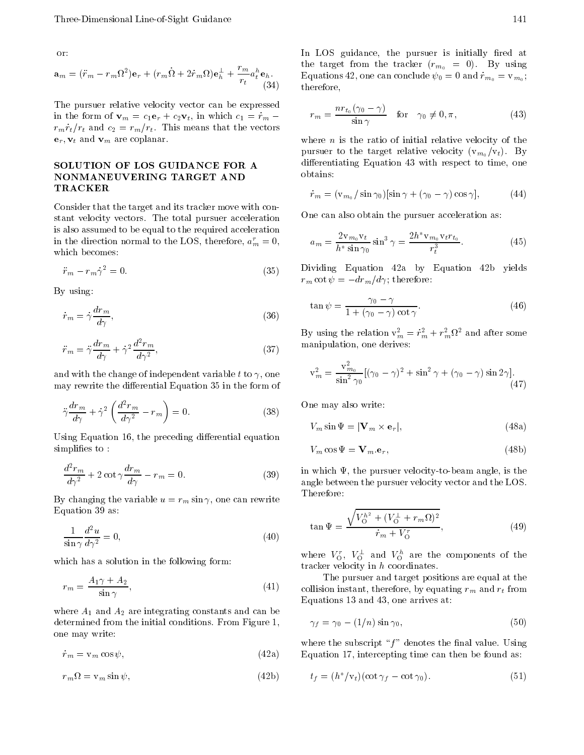or:

$$\mathbf{a}_m = (\ddot{r}_m - r_m\Omega^2)\mathbf{e}_r + (r_m\dot{\Omega} + 2\dot{r}_m\Omega)\mathbf{e}_h^{\perp} + \frac{r_m}{r_t}a_t^h\mathbf{e}_h. \tag{34}$$

The pursuer relative velocity vector can be expressed in the form of $\mathbf{v}_m = c_1\mathbf{e}_r + c_2\mathbf{v}_t$, in which $c_1 = \dot{r}_m - r_m\dot{r}_t/r_t$ and $c_2 = r_m/r_t$. This means that the vectors $\mathbf{e}_r, \mathbf{v}_t$ and $\mathbf{v}_m$ are coplanar.

## SOLUTION OF LOS GUIDANCE FOR A NONMANEUVERING TARGET AND TRACKER

Consider that the target and its tracker move with constant velocity vectors. The total pursuer acceleration is also assumed to be equal to the required acceleration in the direction normal to the LOS, therefore, $a_m^r = 0$, which becomes:

$$\ddot{r}_m - r_m\dot{\gamma}^2 = 0. \tag{35}$$

By using:

$$\dot{r}_m = \dot{\gamma}\frac{dr_m}{d\gamma}, \tag{36}$$

$$\ddot{r}_m = \ddot{\gamma}\frac{dr_m}{d\gamma} + \dot{\gamma}^2\frac{d^2r_m}{d\gamma^2}, \tag{37}$$

and with the change of independent variable $t$ to $\gamma$, one may rewrite the differential Equation 35 in the form of

$$\ddot{\gamma}\frac{dr_m}{d\gamma} + \dot{\gamma}^2\left(\frac{d^2r_m}{d\gamma^2} - r_m\right) = 0. \tag{38}$$

Using Equation 16, the preceding differential equation simplifies to :

$$\frac{d^2r_m}{d\gamma^2} + 2\cot\gamma\frac{dr_m}{d\gamma} - r_m = 0. \tag{39}$$

By changing the variable $u = r_m\sin\gamma$, one can rewrite Equation 39 as:

$$\frac{1}{\sin\gamma}\frac{d^2u}{d\gamma^2} = 0, \tag{40}$$

which has a solution in the following form:

$$r_m = \frac{A_1\gamma + A_2}{\sin\gamma}, \tag{41}$$

where $A_1$ and $A_2$ are integrating constants and can be determined from the initial conditions. From Figure 1, one may write:

$$\dot{r}_m = \mathrm{v}_m\cos\psi, \tag{42a}$$

$$r_m\Omega = \mathrm{v}_m\sin\psi, \tag{42b}$$

In LOS guidance, the pursuer is initially fired at the target from the tracker ($r_{m_0} = 0$). By using Equations 42, one can conclude $\psi_0 = 0$ and $\dot{r}_{m_0} = \mathrm{v}_{m_0}$; therefore,

$$r_m = \frac{nr_{t_0}(\gamma_0 - \gamma)}{\sin\gamma} \quad \text{for} \quad \gamma_0 \neq 0, \pi, \tag{43}$$

where $n$ is the ratio of initial relative velocity of the pursuer to the target relative velocity ($\mathrm{v}_{m_0}/\mathrm{v}_t$). By differentiating Equation 43 with respect to time, one obtains:

$$\dot{r}_m = (\mathrm{v}_{m_0}/\sin\gamma_0)[\sin\gamma + (\gamma_0 - \gamma)\cos\gamma], \tag{44}$$

One can also obtain the pursuer acceleration as:

$$a_m = \frac{2\mathrm{v}_{m_0}\mathrm{v}_t}{h^*\sin\gamma_0}\sin^3\gamma = \frac{2h^*\mathrm{v}_{m_0}\mathrm{v}_t r_{t_0}}{r_t^3}. \tag{45}$$

Dividing Equation 42a by Equation 42b yields $r_m\cot\psi = -dr_m/d\gamma$; therefore:

$$\tan\psi = \frac{\gamma_0 - \gamma}{1 + (\gamma_0 - \gamma)\cot\gamma}. \tag{46}$$

By using the relation $\mathrm{v}_m^2 = \dot{r}_m^2 + r_m^2\Omega^2$ and after some manipulation, one derives:

$$\mathrm{v}_m^2 = \frac{\mathrm{v}_{m_0}^2}{\sin^2\gamma_0}[(\gamma_0 - \gamma)^2 + \sin^2\gamma + (\gamma_0 - \gamma)\sin 2\gamma]. \tag{47}$$

One may also write:

$$V_m\sin\Psi = |\mathbf{V}_m \times \mathbf{e}_r|, \tag{48a}$$

$$V_m\cos\Psi = \mathbf{V}_m.\mathbf{e}_r, \tag{48b}$$

in which $\Psi$, the pursuer velocity-to-beam angle, is the angle between the pursuer velocity vector and the LOS. Therefore:

$$\tan\Psi = \frac{\sqrt{V_{\mathrm{O}}^{h^2} + (V_{\mathrm{O}}^{\perp} + r_m\Omega)^2}}{\dot{r}_m + V_{\mathrm{O}}^r}, \tag{49}$$

where $V_{\mathrm{O}}^r$, $V_{\mathrm{O}}^{\perp}$ and $V_{\mathrm{O}}^h$ are the components of the tracker velocity in $h$ coordinates.

The pursuer and target positions are equal at the collision instant, therefore, by equating $r_m$ and $r_t$ from Equations 13 and 43, one arrives at:

$$\gamma_f = \gamma_0 - (1/n)\sin\gamma_0, \tag{50}$$

where the subscript "$f$" denotes the final value. Using Equation 17, intercepting time can then be found as:

$$t_f = (h^*/\mathrm{v}_t)(\cot\gamma_f - \cot\gamma_0). \tag{51}$$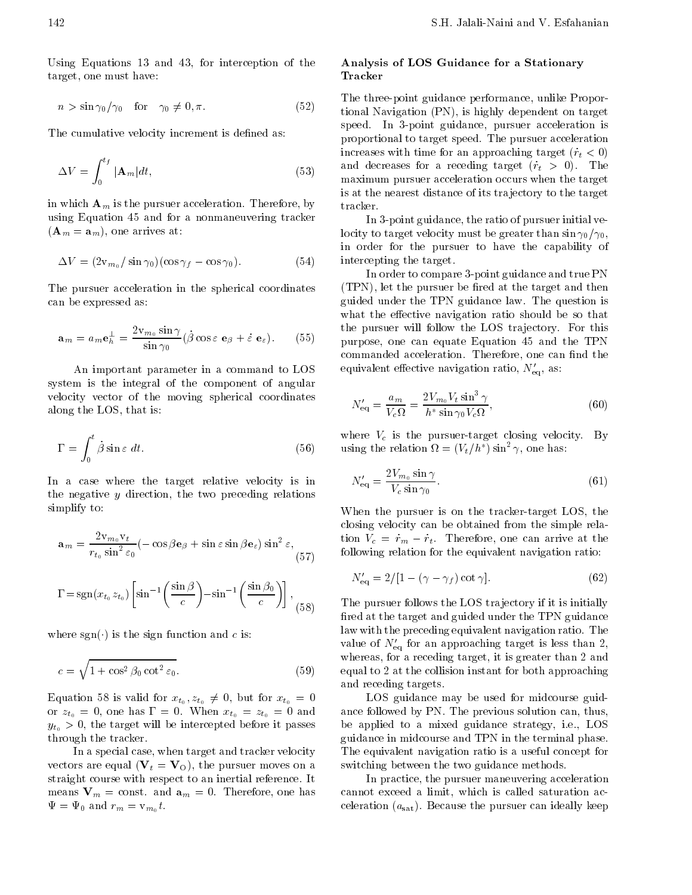Using Equations 13 and 43, for interception of the target, one must have:

$$n > \sin\gamma_0/\gamma_0 \quad \text{for} \quad \gamma_0 \neq 0, \pi. \tag{52}$$

The cumulative velocity increment is defined as:

$$\Delta V = \int_0^{t_f} |\mathbf{A}_m| dt, \tag{53}$$

in which $\mathbf{A}_m$ is the pursuer acceleration. Therefore, by using Equation 45 and for a nonmaneuvering tracker ($\mathbf{A}_m = \mathbf{a}_m$), one arrives at:

$$\Delta V = (2\text{v}_{m_0}/\sin\gamma_0)(\cos\gamma_f - \cos\gamma_0). \tag{54}$$

The pursuer acceleration in the spherical coordinates can be expressed as:

$$\mathbf{a}_m = a_m \mathbf{e}_h^{\perp} = \frac{2\text{v}_{m_0}\sin\gamma}{\sin\gamma_0}(\dot{\beta}\cos\varepsilon\ \mathbf{e}_\beta + \dot{\varepsilon}\ \mathbf{e}_\varepsilon). \tag{55}$$

An important parameter in a command to LOS system is the integral of the component of angular velocity vector of the moving spherical coordinates along the LOS, that is:

$$\Gamma = \int_0^t \dot{\beta}\sin\varepsilon\ dt. \tag{56}$$

In a case where the target relative velocity is in the negative $y$ direction, the two preceding relations simplify to:

$$\mathbf{a}_m = \frac{2\text{v}_{m_0}\text{v}_t}{r_{t_0}\sin^2\varepsilon_0}(-\cos\beta\mathbf{e}_\beta + \sin\varepsilon\sin\beta\mathbf{e}_\varepsilon)\sin^2\varepsilon, \tag{57}$$

$$\Gamma = \text{sgn}(x_{t_0} z_{t_0})\left[\sin^{-1}\left(\frac{\sin\beta}{c}\right) - \sin^{-1}\left(\frac{\sin\beta_0}{c}\right)\right], \tag{58}$$

where $\text{sgn}(\cdot)$ is the sign function and $c$ is:

$$c = \sqrt{1 + \cos^2\beta_0\cot^2\varepsilon_0}. \tag{59}$$

Equation 58 is valid for $x_{t_0}, z_{t_0} \neq 0$, but for $x_{t_0} = 0$ or $z_{t_0} = 0$, one has $\Gamma = 0$. When $x_{t_0} = z_{t_0} = 0$ and $y_{t_0} > 0$, the target will be intercepted before it passes through the tracker.

In a special case, when target and tracker velocity vectors are equal ($\mathbf{V}_t = \mathbf{V}_O$), the pursuer moves on a straight course with respect to an inertial reference. It means $\mathbf{V}_m =$ const. and $\mathbf{a}_m = 0$. Therefore, one has $\Psi = \Psi_0$ and $r_m = \text{v}_{m_0} t$.

## Analysis of LOS Guidance for a Stationary Tracker

The three-point guidance performance, unlike Proportional Navigation (PN), is highly dependent on target speed. In 3-point guidance, pursuer acceleration is proportional to target speed. The pursuer acceleration increases with time for an approaching target ($\dot{r}_t < 0$) and decreases for a receding target ($\dot{r}_t > 0$). The maximum pursuer acceleration occurs when the target is at the nearest distance of its trajectory to the target tracker.

In 3-point guidance, the ratio of pursuer initial velocity to target velocity must be greater than $\sin\gamma_0/\gamma_0$, in order for the pursuer to have the capability of intercepting the target.

In order to compare 3-point guidance and true PN (TPN), let the pursuer be fired at the target and then guided under the TPN guidance law. The question is what the effective navigation ratio should be so that the pursuer will follow the LOS trajectory. For this purpose, one can equate Equation 45 and the TPN commanded acceleration. Therefore, one can find the equivalent effective navigation ratio, $N'_{\text{eq}}$, as:

$$N'_{\text{eq}} = \frac{a_m}{V_c\Omega} = \frac{2V_{m_0}V_t\sin^3\gamma}{h^*\sin\gamma_0 V_c\Omega}, \tag{60}$$

where $V_c$ is the pursuer-target closing velocity. By using the relation $\Omega = (V_t/h^*)\sin^2\gamma$, one has:

$$N'_{\text{eq}} = \frac{2V_{m_0}\sin\gamma}{V_c\sin\gamma_0}. \tag{61}$$

When the pursuer is on the tracker-target LOS, the closing velocity can be obtained from the simple relation $V_c = \dot{r}_m - \dot{r}_t$. Therefore, one can arrive at the following relation for the equivalent navigation ratio:

$$N'_{\text{eq}} = 2/[1 - (\gamma - \gamma_f)\cot\gamma]. \tag{62}$$

The pursuer follows the LOS trajectory if it is initially fired at the target and guided under the TPN guidance law with the preceding equivalent navigation ratio. The value of $N'_{\text{eq}}$ for an approaching target is less than 2, whereas, for a receding target, it is greater than 2 and equal to 2 at the collision instant for both approaching and receding targets.

LOS guidance may be used for midcourse guidance followed by PN. The previous solution can, thus, be applied to a mixed guidance strategy, i.e., LOS guidance in midcourse and TPN in the terminal phase. The equivalent navigation ratio is a useful concept for switching between the two guidance methods.

In practice, the pursuer maneuvering acceleration cannot exceed a limit, which is called saturation acceleration ($a_{\text{sat}}$). Because the pursuer can ideally keep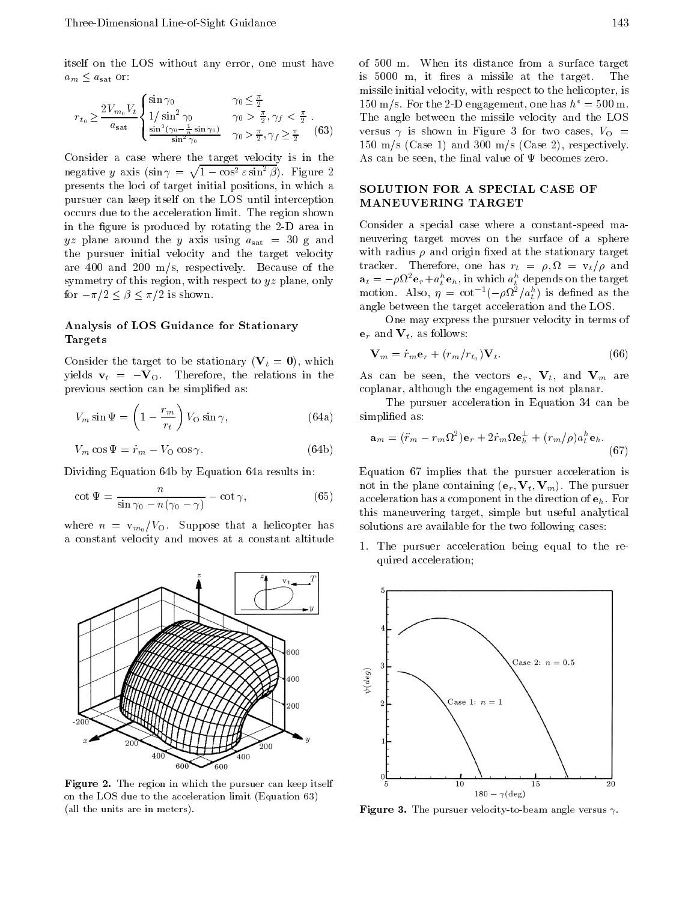itself on the LOS without any error, one must have $a_m \le a_{\text{sat}}$ or:

$$r_{t_0} \ge \frac{2V_{m_0}V_t}{a_{\text{sat}}} \begin{cases} \sin\gamma_0 & \gamma_0 \le \frac{\pi}{2} \\ 1/\sin^2\gamma_0 & \gamma_0 > \frac{\pi}{2}, \gamma_f < \frac{\pi}{2} \\ \frac{\sin^3(\gamma_0 - \frac{1}{n}\sin\gamma_0)}{\sin^2\gamma_0} & \gamma_0 > \frac{\pi}{2}, \gamma_f \ge \frac{\pi}{2} \end{cases} . \tag{63}$$

Consider a case where the target velocity is in the negative $y$ axis ($\sin\gamma = \sqrt{1-\cos^2\varepsilon\sin^2\beta}$). Figure 2 presents the loci of target initial positions, in which a pursuer can keep itself on the LOS until interception occurs due to the acceleration limit. The region shown in the figure is produced by rotating the 2-D area in $yz$ plane around the $y$ axis using $a_{\text{sat}} = 30$ g and the pursuer initial velocity and the target velocity are 400 and 200 m/s, respectively. Because of the symmetry of this region, with respect to $yz$ plane, only for $-\pi/2 \le \beta \le \pi/2$ is shown.

Figure 2. The region in which the pursuer can keep itself on the LOS due to the acceleration limit (Equation 63) (all the units are in meters).

### Analysis of LOS Guidance for Stationary Targets

Consider the target to be stationary ($\mathbf{V}_t = \mathbf{0}$), which yields $\mathbf{v}_t = -\mathbf{V}_\text{O}$. Therefore, the relations in the previous section can be simplified as:

$$V_m \sin\Psi = \left(1 - \frac{r_m}{r_t}\right) V_\text{O}\sin\gamma, \tag{64a}$$

$$V_m \cos\Psi = \dot{r}_m - V_\text{O}\cos\gamma. \tag{64b}$$

Dividing Equation 64b by Equation 64a results in:

$$\cot\Psi = \frac{n}{\sin\gamma_0 - n(\gamma_0 - \gamma)} - \cot\gamma, \tag{65}$$

where $n = \text{v}_{m_0}/V_\text{O}$. Suppose that a helicopter has a constant velocity and moves at a constant altitude of 500 m. When its distance from a surface target is 5000 m, it fires a missile at the target. The missile initial velocity, with respect to the helicopter, is 150 m/s. For the 2-D engagement, one has $h^* = 500$ m. The angle between the missile velocity and the LOS versus $\gamma$ is shown in Figure 3 for two cases, $V_\text{O} = 150$ m/s (Case 1) and 300 m/s (Case 2), respectively. As can be seen, the final value of $\Psi$ becomes zero.

Figure 3. The pursuer velocity-to-beam angle versus $\gamma$.

## SOLUTION FOR A SPECIAL CASE OF MANEUVERING TARGET

Consider a special case where a constant-speed maneuvering target moves on the surface of a sphere with radius $\rho$ and origin fixed at the stationary target tracker. Therefore, one has $r_t = \rho, \Omega = \text{v}_t/\rho$ and $\mathbf{a}_t = -\rho\Omega^2\mathbf{e}_r + a_t^h\mathbf{e}_h$, in which $a_t^h$ depends on the target motion. Also, $\eta = \cot^{-1}(-\rho\Omega^2/a_t^h)$ is defined as the angle between the target acceleration and the LOS.

One may express the pursuer velocity in terms of $\mathbf{e}_r$ and $\mathbf{V}_t$, as follows:

$$\mathbf{V}_m = \dot{r}_m\mathbf{e}_r + (r_m/r_{t_0})\mathbf{V}_t. \tag{66}$$

As can be seen, the vectors $\mathbf{e}_r$, $\mathbf{V}_t$, and $\mathbf{V}_m$ are coplanar, although the engagement is not planar.

The pursuer acceleration in Equation 34 can be simplified as:

$$\mathbf{a}_m = (\ddot{r}_m - r_m\Omega^2)\mathbf{e}_r + 2\dot{r}_m\Omega\mathbf{e}_h^\perp + (r_m/\rho)a_t^h\mathbf{e}_h. \tag{67}$$

Equation 67 implies that the pursuer acceleration is not in the plane containing $(\mathbf{e}_r, \mathbf{V}_t, \mathbf{V}_m)$. The pursuer acceleration has a component in the direction of $\mathbf{e}_h$. For this maneuvering target, simple but useful analytical solutions are available for the two following cases:

1. The pursuer acceleration being equal to the required acceleration;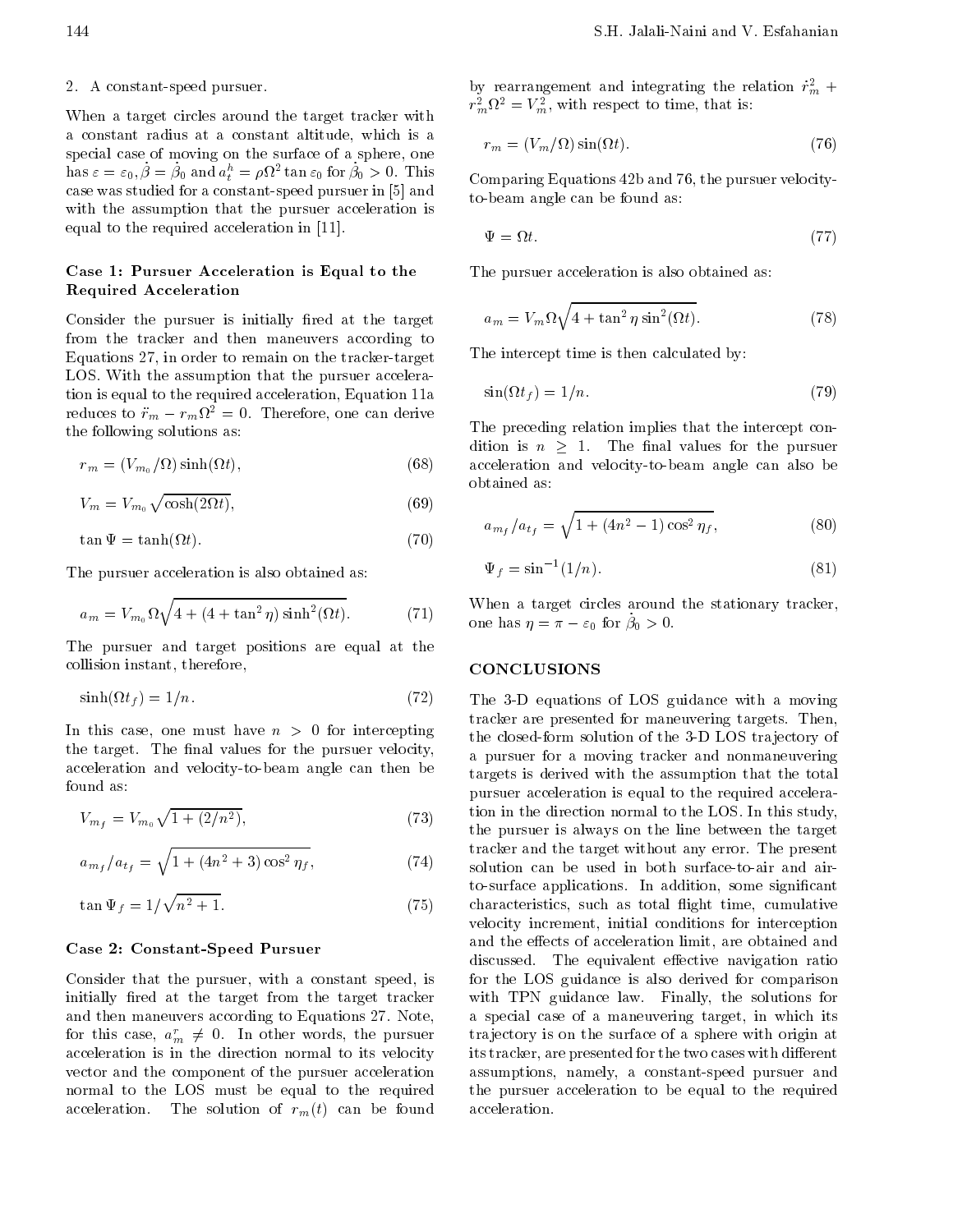2. A constant-speed pursuer.

When a target circles around the target tracker with a constant radius at a constant altitude, which is a special case of moving on the surface of a sphere, one has $\varepsilon = \varepsilon_0, \dot{\beta} = \dot{\beta}_0$ and $a_t^h = \rho\Omega^2 \tan\varepsilon_0$ for $\dot{\beta}_0 > 0$. This case was studied for a constant-speed pursuer in [5] and with the assumption that the pursuer acceleration is equal to the required acceleration in [11].

### Case 1: Pursuer Acceleration is Equal to the Required Acceleration

Consider the pursuer is initially fired at the target from the tracker and then maneuvers according to Equations 27, in order to remain on the tracker-target LOS. With the assumption that the pursuer acceleration is equal to the required acceleration, Equation 11a reduces to $\ddot{r}_m - r_m\Omega^2 = 0$. Therefore, one can derive the following solutions as:

$$r_m = (V_{m_0}/\Omega)\sinh(\Omega t), \tag{68}$$

$$V_m = V_{m_0}\sqrt{\cosh(2\Omega t)}, \tag{69}$$

$$\tan\Psi = \tanh(\Omega t). \tag{70}$$

The pursuer acceleration is also obtained as:

$$a_m = V_{m_0}\Omega\sqrt{4 + (4 + \tan^2\eta)\sinh^2(\Omega t)}. \tag{71}$$

The pursuer and target positions are equal at the collision instant, therefore,

$$\sinh(\Omega t_f) = 1/n. \tag{72}$$

In this case, one must have $n > 0$ for intercepting the target. The final values for the pursuer velocity, acceleration and velocity-to-beam angle can then be found as:

$$V_{m_f} = V_{m_0}\sqrt{1 + (2/n^2)}, \tag{73}$$

$$a_{m_f}/a_{t_f} = \sqrt{1 + (4n^2 + 3)\cos^2\eta_f}, \tag{74}$$

$$\tan\Psi_f = 1/\sqrt{n^2 + 1}. \tag{75}$$

### Case 2: Constant-Speed Pursuer

Consider that the pursuer, with a constant speed, is initially fired at the target from the target tracker and then maneuvers according to Equations 27. Note, for this case, $a_m^r \neq 0$. In other words, the pursuer acceleration is in the direction normal to its velocity vector and the component of the pursuer acceleration normal to the LOS must be equal to the required acceleration. The solution of $r_m(t)$ can be found by rearrangement and integrating the relation $\dot{r}_m^2 + r_m^2\Omega^2 = V_m^2$, with respect to time, that is:

$$r_m = (V_m/\Omega)\sin(\Omega t). \tag{76}$$

Comparing Equations 42b and 76, the pursuer velocity-to-beam angle can be found as:

$$\Psi = \Omega t. \tag{77}$$

The pursuer acceleration is also obtained as:

$$a_m = V_m\Omega\sqrt{4 + \tan^2\eta\sin^2(\Omega t)}. \tag{78}$$

The intercept time is then calculated by:

$$\sin(\Omega t_f) = 1/n. \tag{79}$$

The preceding relation implies that the intercept condition is $n \geq 1$. The final values for the pursuer acceleration and velocity-to-beam angle can also be obtained as:

$$a_{m_f}/a_{t_f} = \sqrt{1 + (4n^2 - 1)\cos^2\eta_f}, \tag{80}$$

$$\Psi_f = \sin^{-1}(1/n). \tag{81}$$

When a target circles around the stationary tracker, one has $\eta = \pi - \varepsilon_0$ for $\dot{\beta}_0 > 0$.

## CONCLUSIONS

The 3-D equations of LOS guidance with a moving tracker are presented for maneuvering targets. Then, the closed-form solution of the 3-D LOS trajectory of a pursuer for a moving tracker and nonmaneuvering targets is derived with the assumption that the total pursuer acceleration is equal to the required acceleration in the direction normal to the LOS. In this study, the pursuer is always on the line between the target tracker and the target without any error. The present solution can be used in both surface-to-air and air-to-surface applications. In addition, some significant characteristics, such as total flight time, cumulative velocity increment, initial conditions for interception and the effects of acceleration limit, are obtained and discussed. The equivalent effective navigation ratio for the LOS guidance is also derived for comparison with TPN guidance law. Finally, the solutions for a special case of a maneuvering target, in which its trajectory is on the surface of a sphere with origin at its tracker, are presented for the two cases with different assumptions, namely, a constant-speed pursuer and the pursuer acceleration to be equal to the required acceleration.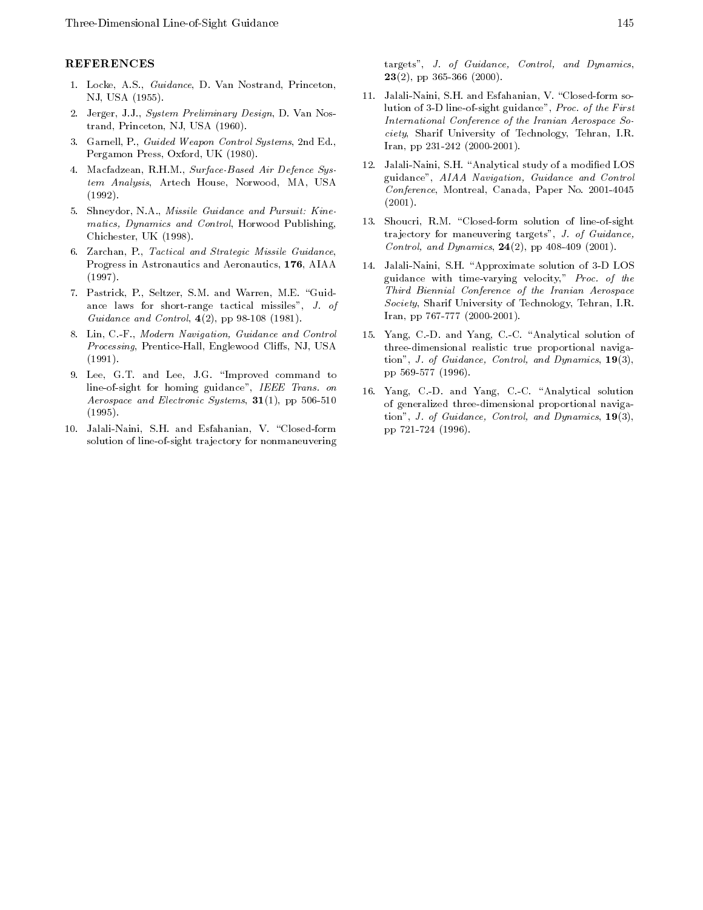## REFERENCES

1. Locke, A.S., *Guidance*, D. Van Nostrand, Princeton, NJ, USA (1955).
2. Jerger, J.J., *System Preliminary Design*, D. Van Nostrand, Princeton, NJ, USA (1960).
3. Garnell, P., *Guided Weapon Control Systems*, 2nd Ed., Pergamon Press, Oxford, UK (1980).
4. Macfadzean, R.H.M., *Surface-Based Air Defence System Analysis*, Artech House, Norwood, MA, USA (1992).
5. Shneydor, N.A., *Missile Guidance and Pursuit: Kinematics, Dynamics and Control*, Horwood Publishing, Chichester, UK (1998).
6. Zarchan, P., *Tactical and Strategic Missile Guidance*, Progress in Astronautics and Aeronautics, **176**, AIAA (1997).
7. Pastrick, P., Seltzer, S.M. and Warren, M.E. "Guidance laws for short-range tactical missiles", *J. of Guidance and Control*, **4**(2), pp 98-108 (1981).
8. Lin, C.-F., *Modern Navigation, Guidance and Control Processing*, Prentice-Hall, Englewood Cliffs, NJ, USA (1991).
9. Lee, G.T. and Lee, J.G. "Improved command to line-of-sight for homing guidance", *IEEE Trans. on Aerospace and Electronic Systems*, **31**(1), pp 506-510 (1995).
10. Jalali-Naini, S.H. and Esfahanian, V. "Closed-form solution of line-of-sight trajectory for nonmaneuvering targets", *J. of Guidance, Control, and Dynamics*, **23**(2), pp 365-366 (2000).
11. Jalali-Naini, S.H. and Esfahanian, V. "Closed-form solution of 3-D line-of-sight guidance", *Proc. of the First International Conference of the Iranian Aerospace Society*, Sharif University of Technology, Tehran, I.R. Iran, pp 231-242 (2000-2001).
12. Jalali-Naini, S.H. "Analytical study of a modified LOS guidance", *AIAA Navigation, Guidance and Control Conference*, Montreal, Canada, Paper No. 2001-4045 (2001).
13. Shoucri, R.M. "Closed-form solution of line-of-sight trajectory for maneuvering targets", *J. of Guidance, Control, and Dynamics*, **24**(2), pp 408-409 (2001).
14. Jalali-Naini, S.H. "Approximate solution of 3-D LOS guidance with time-varying velocity," *Proc. of the Third Biennial Conference of the Iranian Aerospace Society*, Sharif University of Technology, Tehran, I.R. Iran, pp 767-777 (2000-2001).
15. Yang, C.-D. and Yang, C.-C. "Analytical solution of three-dimensional realistic true proportional navigation", *J. of Guidance, Control, and Dynamics*, **19**(3), pp 569-577 (1996).
16. Yang, C.-D. and Yang, C.-C. "Analytical solution of generalized three-dimensional proportional navigation", *J. of Guidance, Control, and Dynamics*, **19**(3), pp 721-724 (1996).